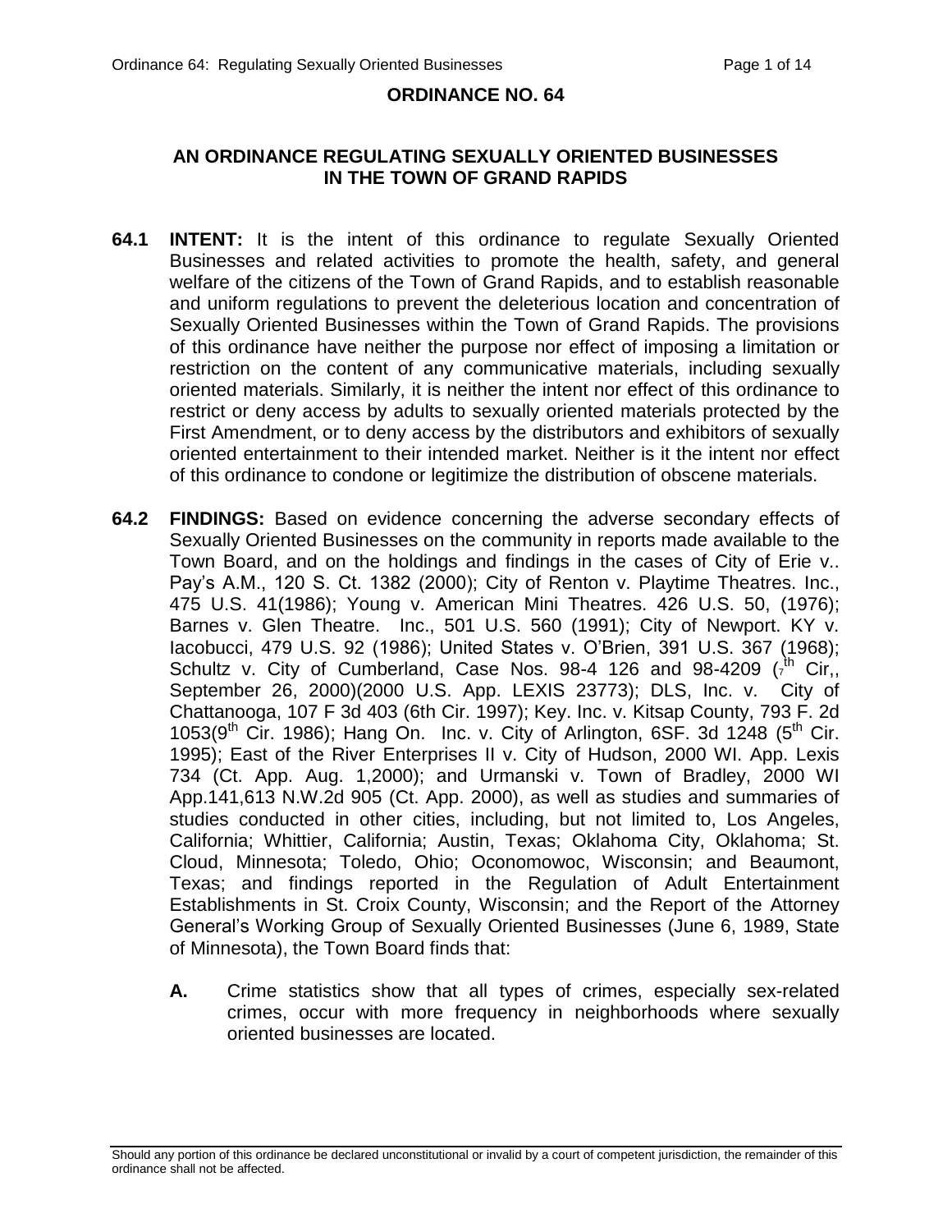# ORDINANCE NO. 64

## AN ORDINANCE REGULATING SEXUALLY ORIENTED BUSINESSES IN THE TOWN OF GRAND RAPIDS

**64.1 INTENT:** It is the intent of this ordinance to regulate Sexually Oriented Businesses and related activities to promote the health, safety, and general welfare of the citizens of the Town of Grand Rapids, and to establish reasonable and uniform regulations to prevent the deleterious location and concentration of Sexually Oriented Businesses within the Town of Grand Rapids. The provisions of this ordinance have neither the purpose nor effect of imposing a limitation or restriction on the content of any communicative materials, including sexually oriented materials. Similarly, it is neither the intent nor effect of this ordinance to restrict or deny access by adults to sexually oriented materials protected by the First Amendment, or to deny access by the distributors and exhibitors of sexually oriented entertainment to their intended market. Neither is it the intent nor effect of this ordinance to condone or legitimize the distribution of obscene materials.

**64.2 FINDINGS:** Based on evidence concerning the adverse secondary effects of Sexually Oriented Businesses on the community in reports made available to the Town Board, and on the holdings and findings in the cases of City of Erie v.. Pay's A.M., 120 S. Ct. 1382 (2000); City of Renton v. Playtime Theatres. Inc., 475 U.S. 41(1986); Young v. American Mini Theatres. 426 U.S. 50, (1976); Barnes v. Glen Theatre. Inc., 501 U.S. 560 (1991); City of Newport. KY v. Iacobucci, 479 U.S. 92 (1986); United States v. O'Brien, 391 U.S. 367 (1968); Schultz v. City of Cumberland, Case Nos. 98-4 126 and 98-4209 (7th Cir,, September 26, 2000)(2000 U.S. App. LEXIS 23773); DLS, Inc. v. City of Chattanooga, 107 F 3d 403 (6th Cir. 1997); Key. Inc. v. Kitsap County, 793 F. 2d 1053(9th Cir. 1986); Hang On. Inc. v. City of Arlington, 6SF. 3d 1248 (5th Cir. 1995); East of the River Enterprises II v. City of Hudson, 2000 WI. App. Lexis 734 (Ct. App. Aug. 1,2000); and Urmanski v. Town of Bradley, 2000 WI App.141,613 N.W.2d 905 (Ct. App. 2000), as well as studies and summaries of studies conducted in other cities, including, but not limited to, Los Angeles, California; Whittier, California; Austin, Texas; Oklahoma City, Oklahoma; St. Cloud, Minnesota; Toledo, Ohio; Oconomowoc, Wisconsin; and Beaumont, Texas; and findings reported in the Regulation of Adult Entertainment Establishments in St. Croix County, Wisconsin; and the Report of the Attorney General's Working Group of Sexually Oriented Businesses (June 6, 1989, State of Minnesota), the Town Board finds that:

**A.** Crime statistics show that all types of crimes, especially sex-related crimes, occur with more frequency in neighborhoods where sexually oriented businesses are located.

Should any portion of this ordinance be declared unconstitutional or invalid by a court of competent jurisdiction, the remainder of this ordinance shall not be affected.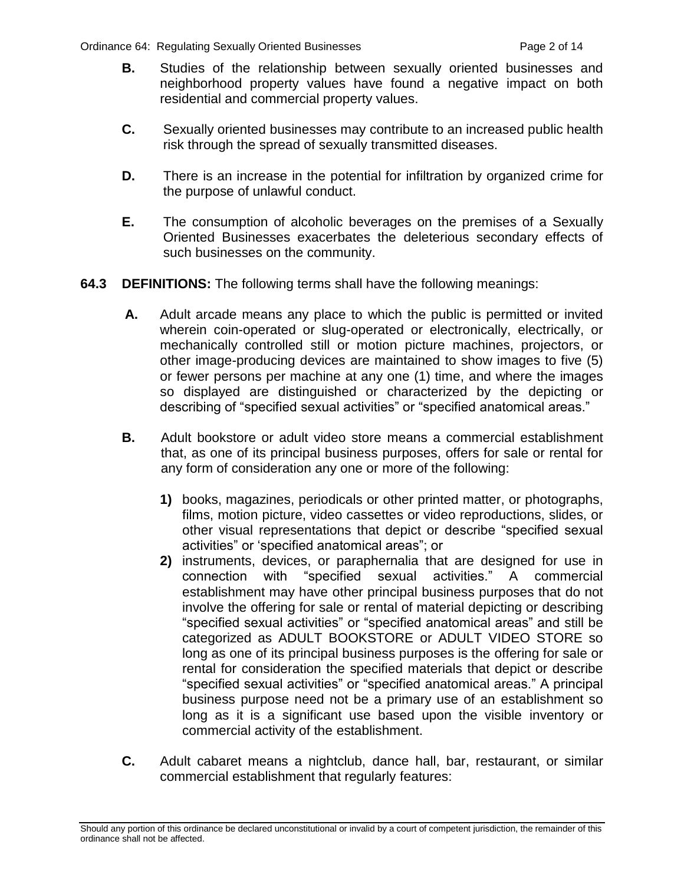**B.** Studies of the relationship between sexually oriented businesses and neighborhood property values have found a negative impact on both residential and commercial property values.

**C.** Sexually oriented businesses may contribute to an increased public health risk through the spread of sexually transmitted diseases.

**D.** There is an increase in the potential for infiltration by organized crime for the purpose of unlawful conduct.

**E.** The consumption of alcoholic beverages on the premises of a Sexually Oriented Businesses exacerbates the deleterious secondary effects of such businesses on the community.

**64.3 DEFINITIONS:** The following terms shall have the following meanings:

**A.** Adult arcade means any place to which the public is permitted or invited wherein coin-operated or slug-operated or electronically, electrically, or mechanically controlled still or motion picture machines, projectors, or other image-producing devices are maintained to show images to five (5) or fewer persons per machine at any one (1) time, and where the images so displayed are distinguished or characterized by the depicting or describing of "specified sexual activities" or "specified anatomical areas."

**B.** Adult bookstore or adult video store means a commercial establishment that, as one of its principal business purposes, offers for sale or rental for any form of consideration any one or more of the following:

**1)** books, magazines, periodicals or other printed matter, or photographs, films, motion picture, video cassettes or video reproductions, slides, or other visual representations that depict or describe "specified sexual activities" or 'specified anatomical areas"; or

**2)** instruments, devices, or paraphernalia that are designed for use in connection with "specified sexual activities." A commercial establishment may have other principal business purposes that do not involve the offering for sale or rental of material depicting or describing "specified sexual activities" or "specified anatomical areas" and still be categorized as ADULT BOOKSTORE or ADULT VIDEO STORE so long as one of its principal business purposes is the offering for sale or rental for consideration the specified materials that depict or describe "specified sexual activities" or "specified anatomical areas." A principal business purpose need not be a primary use of an establishment so long as it is a significant use based upon the visible inventory or commercial activity of the establishment.

**C.** Adult cabaret means a nightclub, dance hall, bar, restaurant, or similar commercial establishment that regularly features:

Should any portion of this ordinance be declared unconstitutional or invalid by a court of competent jurisdiction, the remainder of this ordinance shall not be affected.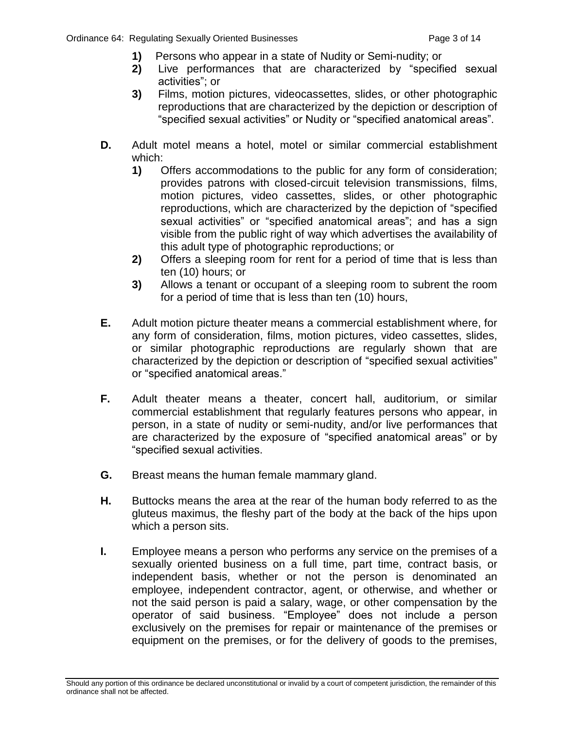1) Persons who appear in a state of Nudity or Semi-nudity; or
2) Live performances that are characterized by "specified sexual activities"; or
3) Films, motion pictures, videocassettes, slides, or other photographic reproductions that are characterized by the depiction or description of "specified sexual activities" or Nudity or "specified anatomical areas".

**D.** Adult motel means a hotel, motel or similar commercial establishment which:

1) Offers accommodations to the public for any form of consideration; provides patrons with closed-circuit television transmissions, films, motion pictures, video cassettes, slides, or other photographic reproductions, which are characterized by the depiction of "specified sexual activities" or "specified anatomical areas"; and has a sign visible from the public right of way which advertises the availability of this adult type of photographic reproductions; or
2) Offers a sleeping room for rent for a period of time that is less than ten (10) hours; or
3) Allows a tenant or occupant of a sleeping room to subrent the room for a period of time that is less than ten (10) hours,

**E.** Adult motion picture theater means a commercial establishment where, for any form of consideration, films, motion pictures, video cassettes, slides, or similar photographic reproductions are regularly shown that are characterized by the depiction or description of "specified sexual activities" or "specified anatomical areas."

**F.** Adult theater means a theater, concert hall, auditorium, or similar commercial establishment that regularly features persons who appear, in person, in a state of nudity or semi-nudity, and/or live performances that are characterized by the exposure of "specified anatomical areas" or by "specified sexual activities.

**G.** Breast means the human female mammary gland.

**H.** Buttocks means the area at the rear of the human body referred to as the gluteus maximus, the fleshy part of the body at the back of the hips upon which a person sits.

**I.** Employee means a person who performs any service on the premises of a sexually oriented business on a full time, part time, contract basis, or independent basis, whether or not the person is denominated an employee, independent contractor, agent, or otherwise, and whether or not the said person is paid a salary, wage, or other compensation by the operator of said business. "Employee" does not include a person exclusively on the premises for repair or maintenance of the premises or equipment on the premises, or for the delivery of goods to the premises,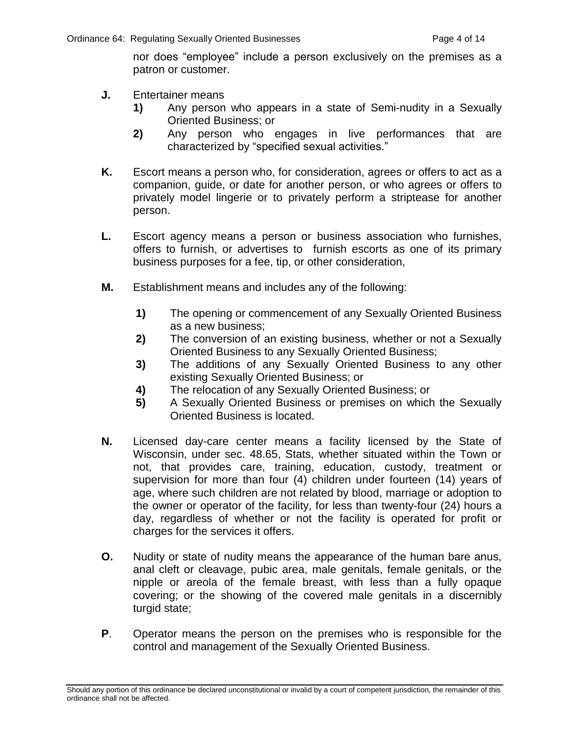nor does “employee” include a person exclusively on the premises as a patron or customer.

**J.** Entertainer means

**1)** Any person who appears in a state of Semi-nudity in a Sexually Oriented Business; or

**2)** Any person who engages in live performances that are characterized by “specified sexual activities.”

**K.** Escort means a person who, for consideration, agrees or offers to act as a companion, guide, or date for another person, or who agrees or offers to privately model lingerie or to privately perform a striptease for another person.

**L.** Escort agency means a person or business association who furnishes, offers to furnish, or advertises to furnish escorts as one of its primary business purposes for a fee, tip, or other consideration,

**M.** Establishment means and includes any of the following:

**1)** The opening or commencement of any Sexually Oriented Business as a new business;

**2)** The conversion of an existing business, whether or not a Sexually Oriented Business to any Sexually Oriented Business;

**3)** The additions of any Sexually Oriented Business to any other existing Sexually Oriented Business; or

**4)** The relocation of any Sexually Oriented Business; or

**5)** A Sexually Oriented Business or premises on which the Sexually Oriented Business is located.

**N.** Licensed day-care center means a facility licensed by the State of Wisconsin, under sec. 48.65, Stats, whether situated within the Town or not, that provides care, training, education, custody, treatment or supervision for more than four (4) children under fourteen (14) years of age, where such children are not related by blood, marriage or adoption to the owner or operator of the facility, for less than twenty-four (24) hours a day, regardless of whether or not the facility is operated for profit or charges for the services it offers.

**O.** Nudity or state of nudity means the appearance of the human bare anus, anal cleft or cleavage, pubic area, male genitals, female genitals, or the nipple or areola of the female breast, with less than a fully opaque covering; or the showing of the covered male genitals in a discernibly turgid state;

**P**. Operator means the person on the premises who is responsible for the control and management of the Sexually Oriented Business.

Should any portion of this ordinance be declared unconstitutional or invalid by a court of competent jurisdiction, the remainder of this ordinance shall not be affected.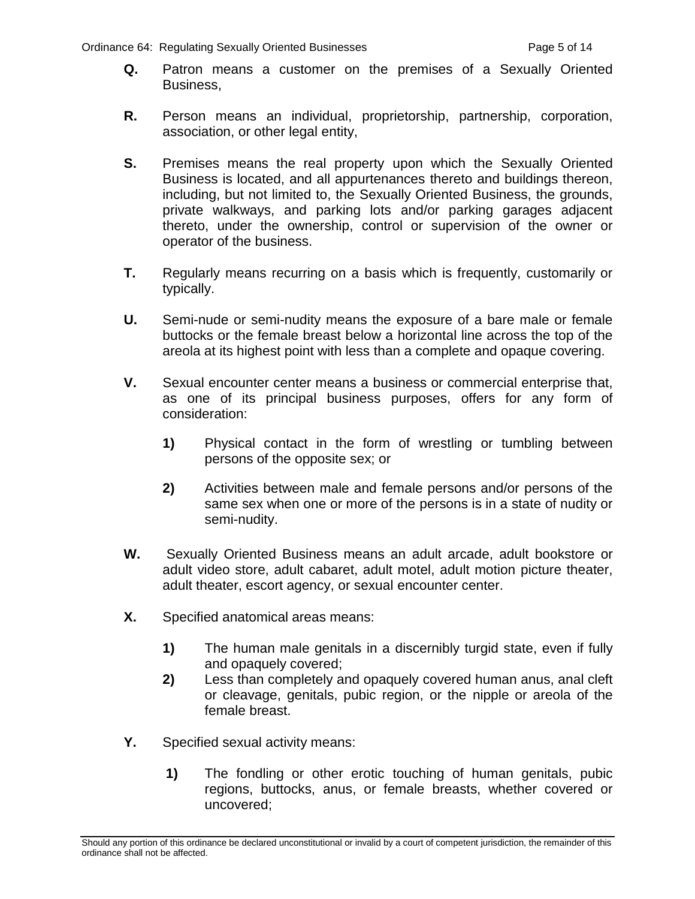**Q.** Patron means a customer on the premises of a Sexually Oriented Business,

**R.** Person means an individual, proprietorship, partnership, corporation, association, or other legal entity,

**S.** Premises means the real property upon which the Sexually Oriented Business is located, and all appurtenances thereto and buildings thereon, including, but not limited to, the Sexually Oriented Business, the grounds, private walkways, and parking lots and/or parking garages adjacent thereto, under the ownership, control or supervision of the owner or operator of the business.

**T.** Regularly means recurring on a basis which is frequently, customarily or typically.

**U.** Semi-nude or semi-nudity means the exposure of a bare male or female buttocks or the female breast below a horizontal line across the top of the areola at its highest point with less than a complete and opaque covering.

**V.** Sexual encounter center means a business or commercial enterprise that, as one of its principal business purposes, offers for any form of consideration:

- **1)** Physical contact in the form of wrestling or tumbling between persons of the opposite sex; or
- **2)** Activities between male and female persons and/or persons of the same sex when one or more of the persons is in a state of nudity or semi-nudity.

**W.** Sexually Oriented Business means an adult arcade, adult bookstore or adult video store, adult cabaret, adult motel, adult motion picture theater, adult theater, escort agency, or sexual encounter center.

**X.** Specified anatomical areas means:

- **1)** The human male genitals in a discernibly turgid state, even if fully and opaquely covered;
- **2)** Less than completely and opaquely covered human anus, anal cleft or cleavage, genitals, pubic region, or the nipple or areola of the female breast.

**Y.** Specified sexual activity means:

- **1)** The fondling or other erotic touching of human genitals, pubic regions, buttocks, anus, or female breasts, whether covered or uncovered;

Should any portion of this ordinance be declared unconstitutional or invalid by a court of competent jurisdiction, the remainder of this ordinance shall not be affected.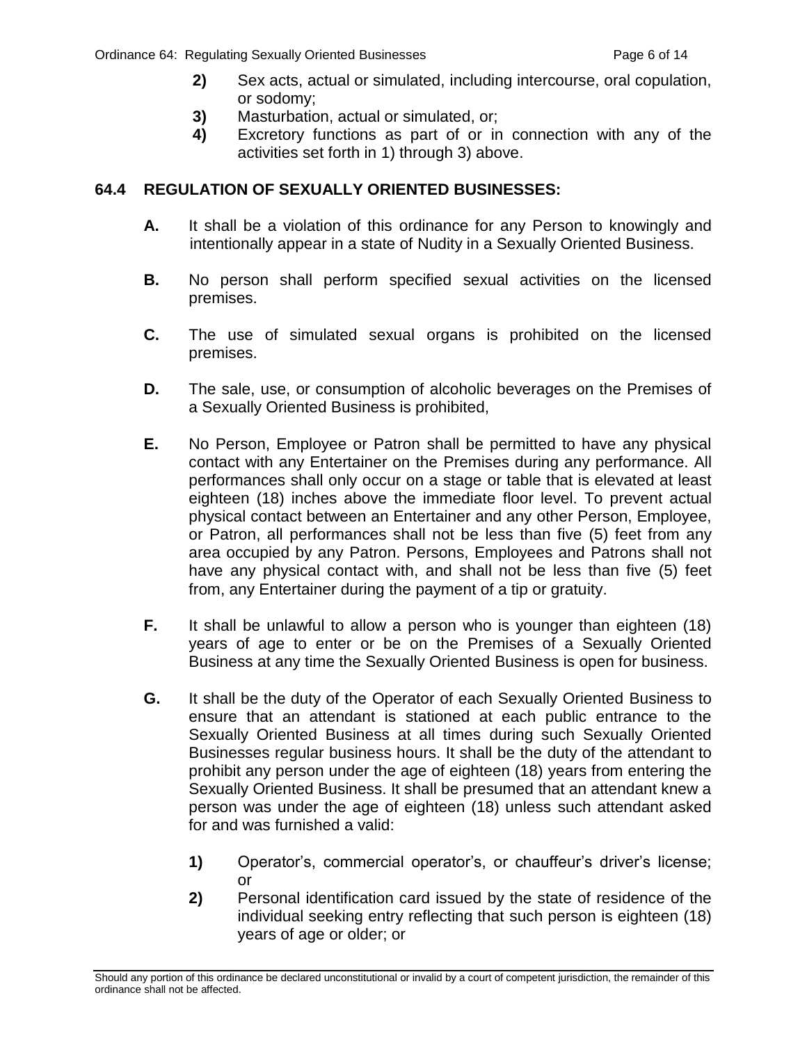**2)** Sex acts, actual or simulated, including intercourse, oral copulation, or sodomy;

**3)** Masturbation, actual or simulated, or;

**4)** Excretory functions as part of or in connection with any of the activities set forth in 1) through 3) above.

## 64.4 REGULATION OF SEXUALLY ORIENTED BUSINESSES:

**A.** It shall be a violation of this ordinance for any Person to knowingly and intentionally appear in a state of Nudity in a Sexually Oriented Business.

**B.** No person shall perform specified sexual activities on the licensed premises.

**C.** The use of simulated sexual organs is prohibited on the licensed premises.

**D.** The sale, use, or consumption of alcoholic beverages on the Premises of a Sexually Oriented Business is prohibited,

**E.** No Person, Employee or Patron shall be permitted to have any physical contact with any Entertainer on the Premises during any performance. All performances shall only occur on a stage or table that is elevated at least eighteen (18) inches above the immediate floor level. To prevent actual physical contact between an Entertainer and any other Person, Employee, or Patron, all performances shall not be less than five (5) feet from any area occupied by any Patron. Persons, Employees and Patrons shall not have any physical contact with, and shall not be less than five (5) feet from, any Entertainer during the payment of a tip or gratuity.

**F.** It shall be unlawful to allow a person who is younger than eighteen (18) years of age to enter or be on the Premises of a Sexually Oriented Business at any time the Sexually Oriented Business is open for business.

**G.** It shall be the duty of the Operator of each Sexually Oriented Business to ensure that an attendant is stationed at each public entrance to the Sexually Oriented Business at all times during such Sexually Oriented Businesses regular business hours. It shall be the duty of the attendant to prohibit any person under the age of eighteen (18) years from entering the Sexually Oriented Business. It shall be presumed that an attendant knew a person was under the age of eighteen (18) unless such attendant asked for and was furnished a valid:

**1)** Operator's, commercial operator's, or chauffeur's driver's license; or

**2)** Personal identification card issued by the state of residence of the individual seeking entry reflecting that such person is eighteen (18) years of age or older; or

Should any portion of this ordinance be declared unconstitutional or invalid by a court of competent jurisdiction, the remainder of this ordinance shall not be affected.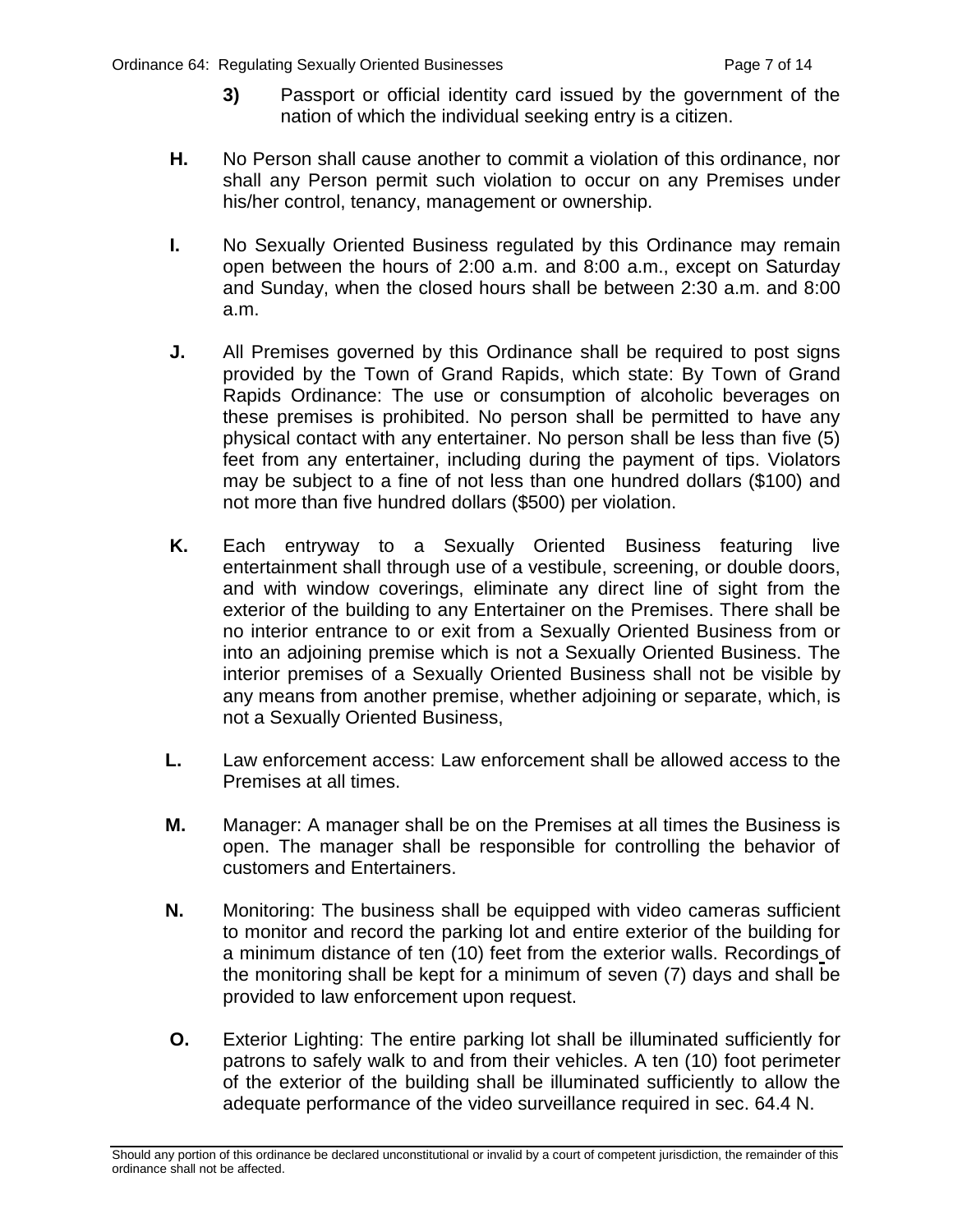**3)** Passport or official identity card issued by the government of the nation of which the individual seeking entry is a citizen.

**H.** No Person shall cause another to commit a violation of this ordinance, nor shall any Person permit such violation to occur on any Premises under his/her control, tenancy, management or ownership.

**I.** No Sexually Oriented Business regulated by this Ordinance may remain open between the hours of 2:00 a.m. and 8:00 a.m., except on Saturday and Sunday, when the closed hours shall be between 2:30 a.m. and 8:00 a.m.

**J.** All Premises governed by this Ordinance shall be required to post signs provided by the Town of Grand Rapids, which state: By Town of Grand Rapids Ordinance: The use or consumption of alcoholic beverages on these premises is prohibited. No person shall be permitted to have any physical contact with any entertainer. No person shall be less than five (5) feet from any entertainer, including during the payment of tips. Violators may be subject to a fine of not less than one hundred dollars ($100) and not more than five hundred dollars ($500) per violation.

**K.** Each entryway to a Sexually Oriented Business featuring live entertainment shall through use of a vestibule, screening, or double doors, and with window coverings, eliminate any direct line of sight from the exterior of the building to any Entertainer on the Premises. There shall be no interior entrance to or exit from a Sexually Oriented Business from or into an adjoining premise which is not a Sexually Oriented Business. The interior premises of a Sexually Oriented Business shall not be visible by any means from another premise, whether adjoining or separate, which, is not a Sexually Oriented Business,

**L.** Law enforcement access: Law enforcement shall be allowed access to the Premises at all times.

**M.** Manager: A manager shall be on the Premises at all times the Business is open. The manager shall be responsible for controlling the behavior of customers and Entertainers.

**N.** Monitoring: The business shall be equipped with video cameras sufficient to monitor and record the parking lot and entire exterior of the building for a minimum distance of ten (10) feet from the exterior walls. Recordings of the monitoring shall be kept for a minimum of seven (7) days and shall be provided to law enforcement upon request.

**O.** Exterior Lighting: The entire parking lot shall be illuminated sufficiently for patrons to safely walk to and from their vehicles. A ten (10) foot perimeter of the exterior of the building shall be illuminated sufficiently to allow the adequate performance of the video surveillance required in sec. 64.4 N.

Should any portion of this ordinance be declared unconstitutional or invalid by a court of competent jurisdiction, the remainder of this ordinance shall not be affected.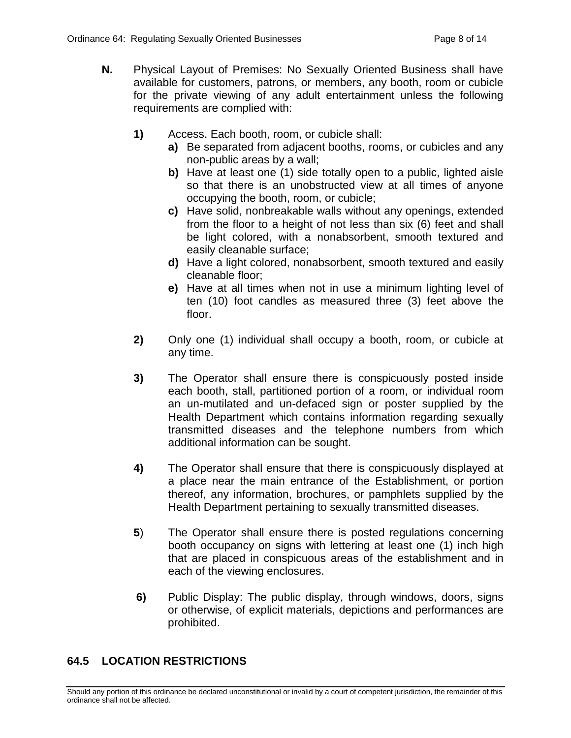**N.** Physical Layout of Premises: No Sexually Oriented Business shall have available for customers, patrons, or members, any booth, room or cubicle for the private viewing of any adult entertainment unless the following requirements are complied with:

**1)** Access. Each booth, room, or cubicle shall:

- **a)** Be separated from adjacent booths, rooms, or cubicles and any non-public areas by a wall;
- **b)** Have at least one (1) side totally open to a public, lighted aisle so that there is an unobstructed view at all times of anyone occupying the booth, room, or cubicle;
- **c)** Have solid, nonbreakable walls without any openings, extended from the floor to a height of not less than six (6) feet and shall be light colored, with a nonabsorbent, smooth textured and easily cleanable surface;
- **d)** Have a light colored, nonabsorbent, smooth textured and easily cleanable floor;
- **e)** Have at all times when not in use a minimum lighting level of ten (10) foot candles as measured three (3) feet above the floor.

**2)** Only one (1) individual shall occupy a booth, room, or cubicle at any time.

**3)** The Operator shall ensure there is conspicuously posted inside each booth, stall, partitioned portion of a room, or individual room an un-mutilated and un-defaced sign or poster supplied by the Health Department which contains information regarding sexually transmitted diseases and the telephone numbers from which additional information can be sought.

**4)** The Operator shall ensure that there is conspicuously displayed at a place near the main entrance of the Establishment, or portion thereof, any information, brochures, or pamphlets supplied by the Health Department pertaining to sexually transmitted diseases.

**5**) The Operator shall ensure there is posted regulations concerning booth occupancy on signs with lettering at least one (1) inch high that are placed in conspicuous areas of the establishment and in each of the viewing enclosures.

**6)** Public Display: The public display, through windows, doors, signs or otherwise, of explicit materials, depictions and performances are prohibited.

## 64.5 LOCATION RESTRICTIONS

Should any portion of this ordinance be declared unconstitutional or invalid by a court of competent jurisdiction, the remainder of this ordinance shall not be affected.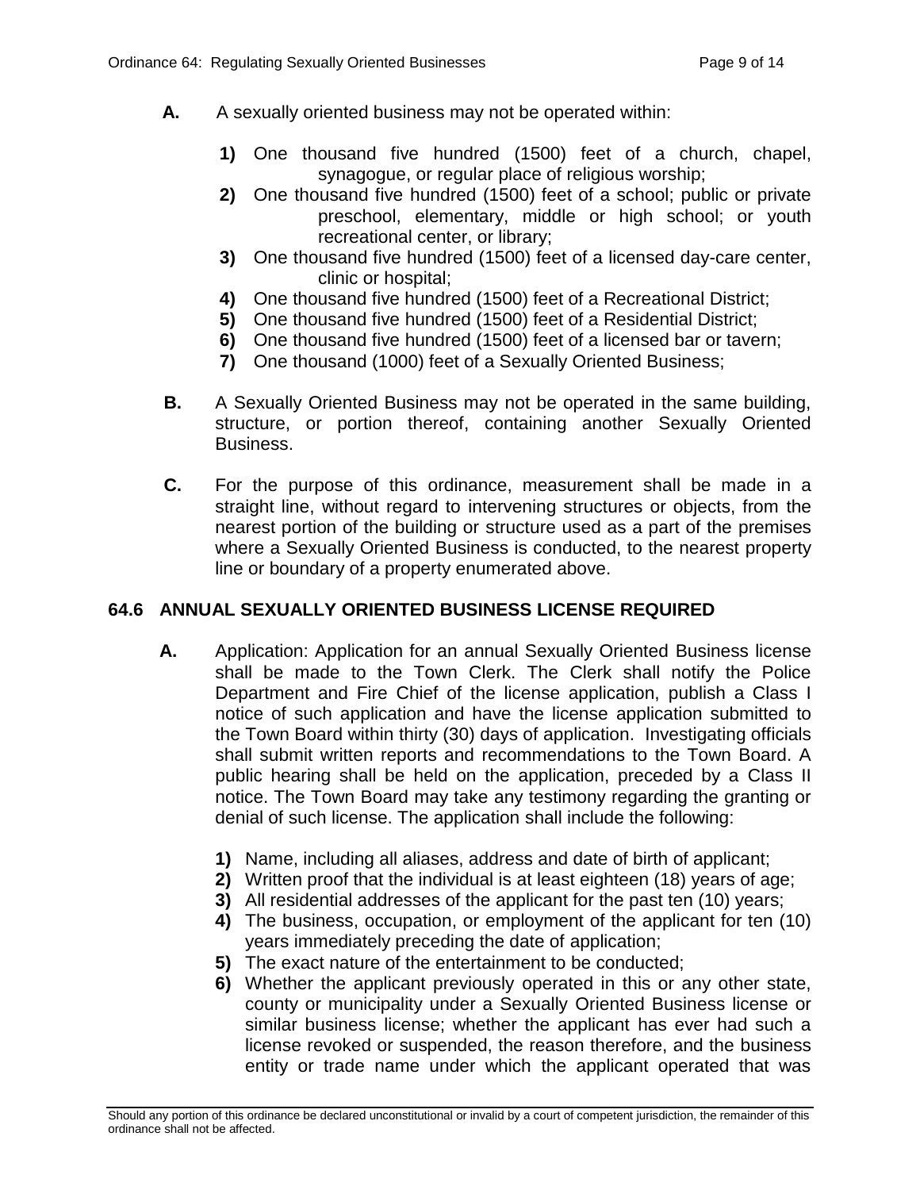**A.** A sexually oriented business may not be operated within:

1) One thousand five hundred (1500) feet of a church, chapel, synagogue, or regular place of religious worship;
2) One thousand five hundred (1500) feet of a school; public or private preschool, elementary, middle or high school; or youth recreational center, or library;
3) One thousand five hundred (1500) feet of a licensed day-care center, clinic or hospital;
4) One thousand five hundred (1500) feet of a Recreational District;
5) One thousand five hundred (1500) feet of a Residential District;
6) One thousand five hundred (1500) feet of a licensed bar or tavern;
7) One thousand (1000) feet of a Sexually Oriented Business;

**B.** A Sexually Oriented Business may not be operated in the same building, structure, or portion thereof, containing another Sexually Oriented Business.

**C.** For the purpose of this ordinance, measurement shall be made in a straight line, without regard to intervening structures or objects, from the nearest portion of the building or structure used as a part of the premises where a Sexually Oriented Business is conducted, to the nearest property line or boundary of a property enumerated above.

## 64.6 ANNUAL SEXUALLY ORIENTED BUSINESS LICENSE REQUIRED

**A.** Application: Application for an annual Sexually Oriented Business license shall be made to the Town Clerk. The Clerk shall notify the Police Department and Fire Chief of the license application, publish a Class I notice of such application and have the license application submitted to the Town Board within thirty (30) days of application. Investigating officials shall submit written reports and recommendations to the Town Board. A public hearing shall be held on the application, preceded by a Class II notice. The Town Board may take any testimony regarding the granting or denial of such license. The application shall include the following:

1) Name, including all aliases, address and date of birth of applicant;
2) Written proof that the individual is at least eighteen (18) years of age;
3) All residential addresses of the applicant for the past ten (10) years;
4) The business, occupation, or employment of the applicant for ten (10) years immediately preceding the date of application;
5) The exact nature of the entertainment to be conducted;
6) Whether the applicant previously operated in this or any other state, county or municipality under a Sexually Oriented Business license or similar business license; whether the applicant has ever had such a license revoked or suspended, the reason therefore, and the business entity or trade name under which the applicant operated that was

Should any portion of this ordinance be declared unconstitutional or invalid by a court of competent jurisdiction, the remainder of this ordinance shall not be affected.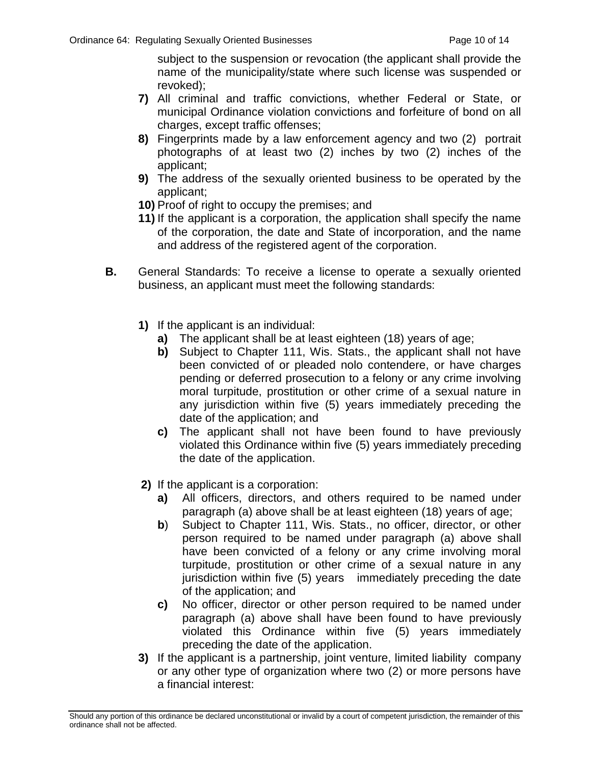subject to the suspension or revocation (the applicant shall provide the name of the municipality/state where such license was suspended or revoked);

**7)** All criminal and traffic convictions, whether Federal or State, or municipal Ordinance violation convictions and forfeiture of bond on all charges, except traffic offenses;

**8)** Fingerprints made by a law enforcement agency and two (2) portrait photographs of at least two (2) inches by two (2) inches of the applicant;

**9)** The address of the sexually oriented business to be operated by the applicant;

**10)** Proof of right to occupy the premises; and

**11)** If the applicant is a corporation, the application shall specify the name of the corporation, the date and State of incorporation, and the name and address of the registered agent of the corporation.

**B.** General Standards: To receive a license to operate a sexually oriented business, an applicant must meet the following standards:

**1)** If the applicant is an individual:

- **a)** The applicant shall be at least eighteen (18) years of age;
- **b)** Subject to Chapter 111, Wis. Stats., the applicant shall not have been convicted of or pleaded nolo contendere, or have charges pending or deferred prosecution to a felony or any crime involving moral turpitude, prostitution or other crime of a sexual nature in any jurisdiction within five (5) years immediately preceding the date of the application; and
- **c)** The applicant shall not have been found to have previously violated this Ordinance within five (5) years immediately preceding the date of the application.

**2)** If the applicant is a corporation:

- **a)** All officers, directors, and others required to be named under paragraph (a) above shall be at least eighteen (18) years of age;
- **b**) Subject to Chapter 111, Wis. Stats., no officer, director, or other person required to be named under paragraph (a) above shall have been convicted of a felony or any crime involving moral turpitude, prostitution or other crime of a sexual nature in any jurisdiction within five (5) years immediately preceding the date of the application; and
- **c)** No officer, director or other person required to be named under paragraph (a) above shall have been found to have previously violated this Ordinance within five (5) years immediately preceding the date of the application.

**3)** If the applicant is a partnership, joint venture, limited liability company or any other type of organization where two (2) or more persons have a financial interest: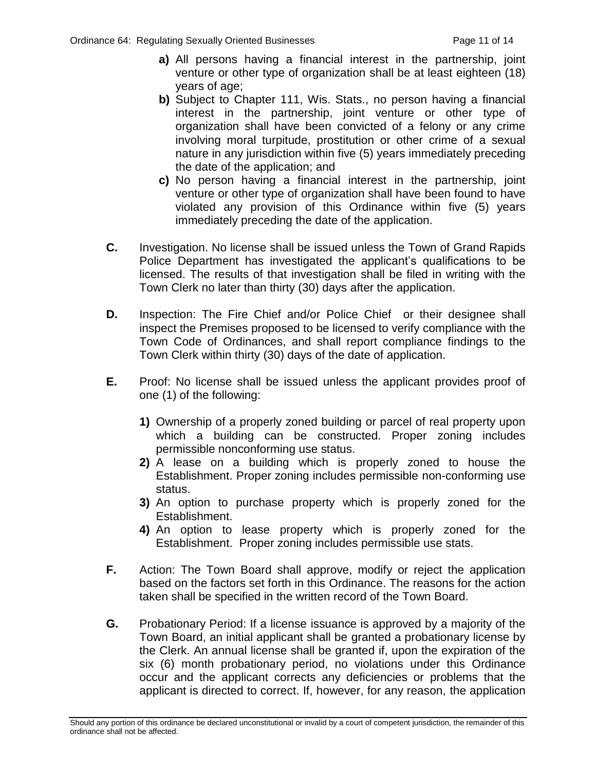**a)** All persons having a financial interest in the partnership, joint venture or other type of organization shall be at least eighteen (18) years of age;

**b)** Subject to Chapter 111, Wis. Stats., no person having a financial interest in the partnership, joint venture or other type of organization shall have been convicted of a felony or any crime involving moral turpitude, prostitution or other crime of a sexual nature in any jurisdiction within five (5) years immediately preceding the date of the application; and

**c)** No person having a financial interest in the partnership, joint venture or other type of organization shall have been found to have violated any provision of this Ordinance within five (5) years immediately preceding the date of the application.

**C.** Investigation. No license shall be issued unless the Town of Grand Rapids Police Department has investigated the applicant's qualifications to be licensed. The results of that investigation shall be filed in writing with the Town Clerk no later than thirty (30) days after the application.

**D.** Inspection: The Fire Chief and/or Police Chief or their designee shall inspect the Premises proposed to be licensed to verify compliance with the Town Code of Ordinances, and shall report compliance findings to the Town Clerk within thirty (30) days of the date of application.

**E.** Proof: No license shall be issued unless the applicant provides proof of one (1) of the following:

**1)** Ownership of a properly zoned building or parcel of real property upon which a building can be constructed. Proper zoning includes permissible nonconforming use status.

**2)** A lease on a building which is properly zoned to house the Establishment. Proper zoning includes permissible non-conforming use status.

**3)** An option to purchase property which is properly zoned for the Establishment.

**4)** An option to lease property which is properly zoned for the Establishment. Proper zoning includes permissible use stats.

**F.** Action: The Town Board shall approve, modify or reject the application based on the factors set forth in this Ordinance. The reasons for the action taken shall be specified in the written record of the Town Board.

**G.** Probationary Period: If a license issuance is approved by a majority of the Town Board, an initial applicant shall be granted a probationary license by the Clerk. An annual license shall be granted if, upon the expiration of the six (6) month probationary period, no violations under this Ordinance occur and the applicant corrects any deficiencies or problems that the applicant is directed to correct. If, however, for any reason, the application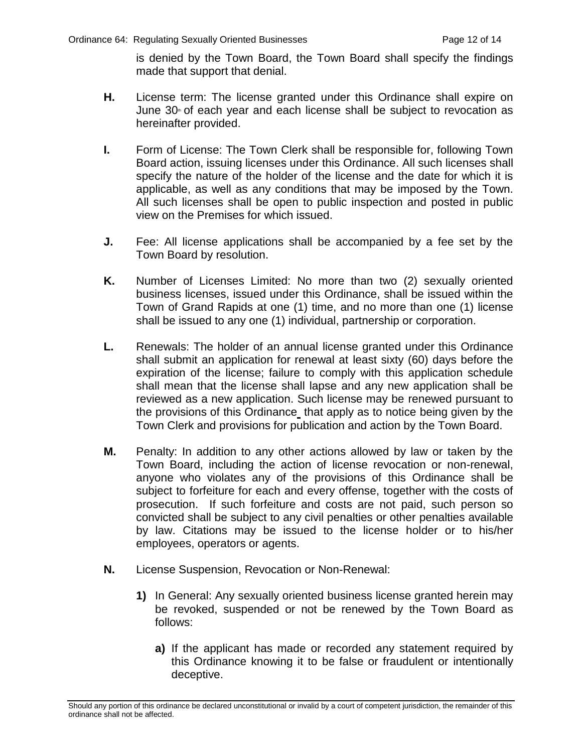is denied by the Town Board, the Town Board shall specify the findings made that support that denial.

**H.** License term: The license granted under this Ordinance shall expire on June 30th of each year and each license shall be subject to revocation as hereinafter provided.

**I.** Form of License: The Town Clerk shall be responsible for, following Town Board action, issuing licenses under this Ordinance. All such licenses shall specify the nature of the holder of the license and the date for which it is applicable, as well as any conditions that may be imposed by the Town. All such licenses shall be open to public inspection and posted in public view on the Premises for which issued.

**J.** Fee: All license applications shall be accompanied by a fee set by the Town Board by resolution.

**K.** Number of Licenses Limited: No more than two (2) sexually oriented business licenses, issued under this Ordinance, shall be issued within the Town of Grand Rapids at one (1) time, and no more than one (1) license shall be issued to any one (1) individual, partnership or corporation.

**L.** Renewals: The holder of an annual license granted under this Ordinance shall submit an application for renewal at least sixty (60) days before the expiration of the license; failure to comply with this application schedule shall mean that the license shall lapse and any new application shall be reviewed as a new application. Such license may be renewed pursuant to the provisions of this Ordinance that apply as to notice being given by the Town Clerk and provisions for publication and action by the Town Board.

**M.** Penalty: In addition to any other actions allowed by law or taken by the Town Board, including the action of license revocation or non-renewal, anyone who violates any of the provisions of this Ordinance shall be subject to forfeiture for each and every offense, together with the costs of prosecution. If such forfeiture and costs are not paid, such person so convicted shall be subject to any civil penalties or other penalties available by law. Citations may be issued to the license holder or to his/her employees, operators or agents.

**N.** License Suspension, Revocation or Non-Renewal:

**1)** In General: Any sexually oriented business license granted herein may be revoked, suspended or not be renewed by the Town Board as follows:

**a)** If the applicant has made or recorded any statement required by this Ordinance knowing it to be false or fraudulent or intentionally deceptive.

Should any portion of this ordinance be declared unconstitutional or invalid by a court of competent jurisdiction, the remainder of this ordinance shall not be affected.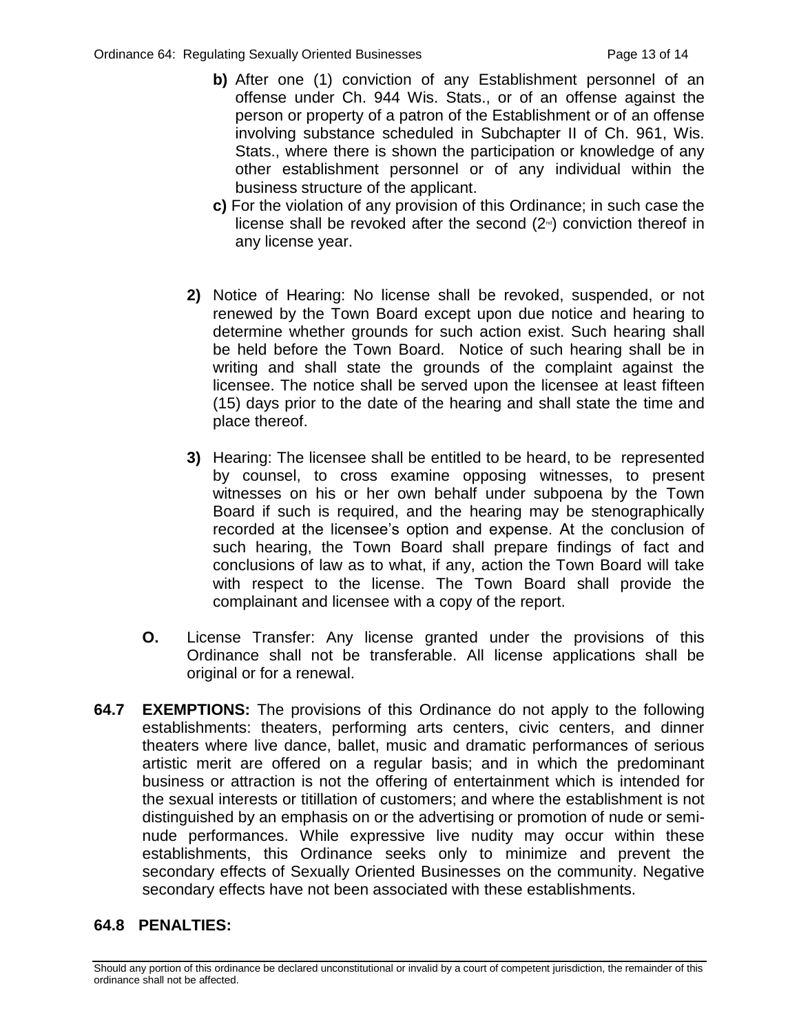- **b)** After one (1) conviction of any Establishment personnel of an offense under Ch. 944 Wis. Stats., or of an offense against the person or property of a patron of the Establishment or of an offense involving substance scheduled in Subchapter II of Ch. 961, Wis. Stats., where there is shown the participation or knowledge of any other establishment personnel or of any individual within the business structure of the applicant.
- **c)** For the violation of any provision of this Ordinance; in such case the license shall be revoked after the second (2nd) conviction thereof in any license year.

**2)** Notice of Hearing: No license shall be revoked, suspended, or not renewed by the Town Board except upon due notice and hearing to determine whether grounds for such action exist. Such hearing shall be held before the Town Board. Notice of such hearing shall be in writing and shall state the grounds of the complaint against the licensee. The notice shall be served upon the licensee at least fifteen (15) days prior to the date of the hearing and shall state the time and place thereof.

**3)** Hearing: The licensee shall be entitled to be heard, to be represented by counsel, to cross examine opposing witnesses, to present witnesses on his or her own behalf under subpoena by the Town Board if such is required, and the hearing may be stenographically recorded at the licensee's option and expense. At the conclusion of such hearing, the Town Board shall prepare findings of fact and conclusions of law as to what, if any, action the Town Board will take with respect to the license. The Town Board shall provide the complainant and licensee with a copy of the report.

**O.** License Transfer: Any license granted under the provisions of this Ordinance shall not be transferable. All license applications shall be original or for a renewal.

**64.7 EXEMPTIONS:** The provisions of this Ordinance do not apply to the following establishments: theaters, performing arts centers, civic centers, and dinner theaters where live dance, ballet, music and dramatic performances of serious artistic merit are offered on a regular basis; and in which the predominant business or attraction is not the offering of entertainment which is intended for the sexual interests or titillation of customers; and where the establishment is not distinguished by an emphasis on or the advertising or promotion of nude or semi-nude performances. While expressive live nudity may occur within these establishments, this Ordinance seeks only to minimize and prevent the secondary effects of Sexually Oriented Businesses on the community. Negative secondary effects have not been associated with these establishments.

## 64.8 PENALTIES:

Should any portion of this ordinance be declared unconstitutional or invalid by a court of competent jurisdiction, the remainder of this ordinance shall not be affected.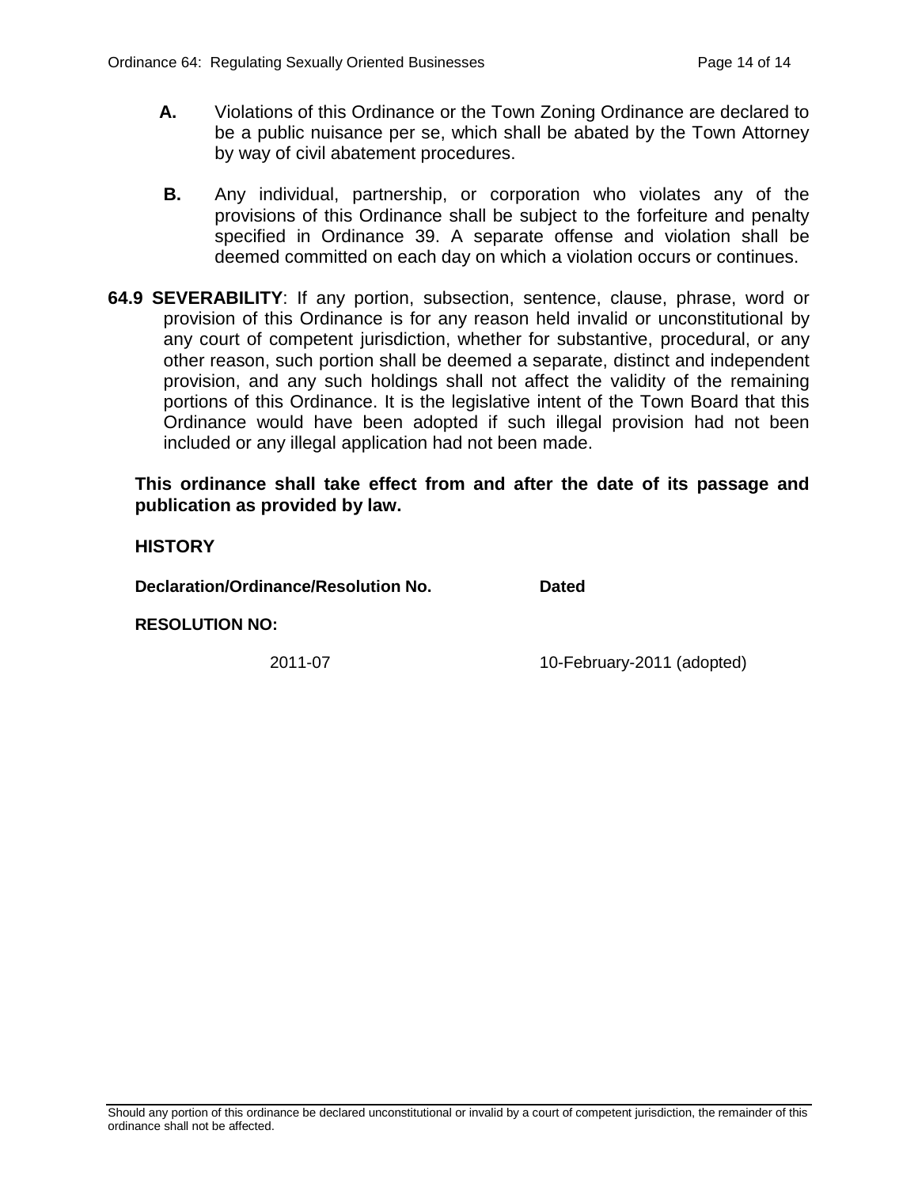**A.** Violations of this Ordinance or the Town Zoning Ordinance are declared to be a public nuisance per se, which shall be abated by the Town Attorney by way of civil abatement procedures.

**B.** Any individual, partnership, or corporation who violates any of the provisions of this Ordinance shall be subject to the forfeiture and penalty specified in Ordinance 39. A separate offense and violation shall be deemed committed on each day on which a violation occurs or continues.

**64.9 SEVERABILITY**: If any portion, subsection, sentence, clause, phrase, word or provision of this Ordinance is for any reason held invalid or unconstitutional by any court of competent jurisdiction, whether for substantive, procedural, or any other reason, such portion shall be deemed a separate, distinct and independent provision, and any such holdings shall not affect the validity of the remaining portions of this Ordinance. It is the legislative intent of the Town Board that this Ordinance would have been adopted if such illegal provision had not been included or any illegal application had not been made.

**This ordinance shall take effect from and after the date of its passage and publication as provided by law.**

**HISTORY**

| Declaration/Ordinance/Resolution No. | Dated |
| --- | --- |
| **RESOLUTION NO:** | |
| 2011-07 | 10-February-2011 (adopted) |